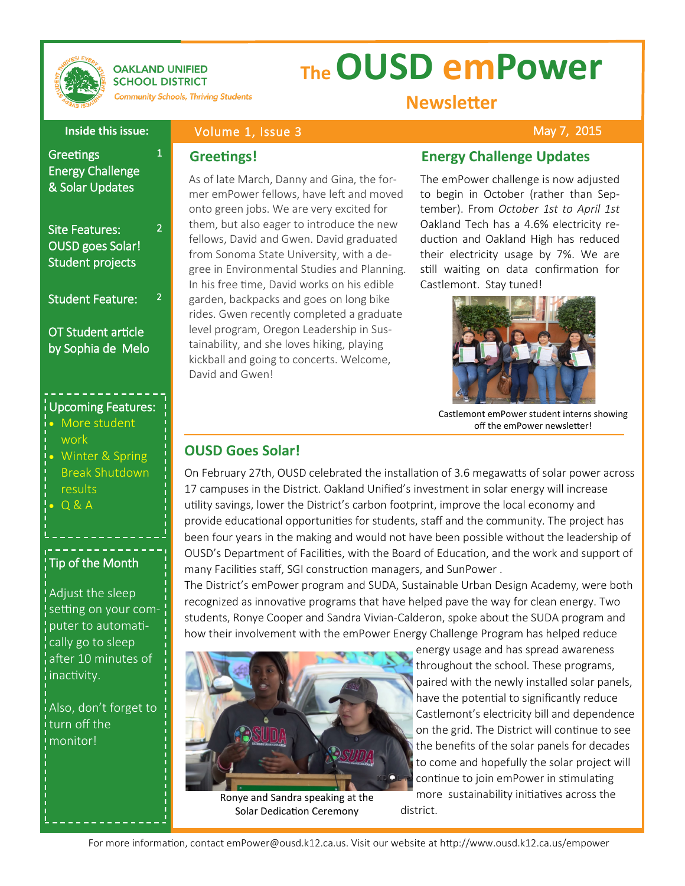OAKLAND UNIFIED SCHOOL DISTRICT

*Community Schools, Thriving Students*

# The OUSD emPower Newsletter

Volume 1, Issue 3 — May 7, 2015

**Inside this issue:**

- Greetings / Energy Challenge & Solar Updates — 1
- Site Features: OUSD goes Solar! Student projects — 2
- Student Feature: OT Student article by Sophia de Melo — 2

**Upcoming Features:**

- More student work
- Winter & Spring Break Shutdown results
- Q & A

**Tip of the Month**

Adjust the sleep setting on your computer to automatically go to sleep after 10 minutes of inactivity.

Also, don't forget to turn off the monitor!

## Greetings!

As of late March, Danny and Gina, the former emPower fellows, have left and moved onto green jobs. We are very excited for them, but also eager to introduce the new fellows, David and Gwen. David graduated from Sonoma State University, with a degree in Environmental Studies and Planning. In his free time, David works on his edible garden, backpacks and goes on long bike rides. Gwen recently completed a graduate level program, Oregon Leadership in Sustainability, and she loves hiking, playing kickball and going to concerts. Welcome, David and Gwen!

## Energy Challenge Updates

The emPower challenge is now adjusted to begin in October (rather than September). From *October 1st to April 1st* Oakland Tech has a 4.6% electricity reduction and Oakland High has reduced their electricity usage by 7%. We are still waiting on data confirmation for Castlemont. Stay tuned!

Castlemont emPower student interns showing off the emPower newsletter!

## OUSD Goes Solar!

On February 27th, OUSD celebrated the installation of 3.6 megawatts of solar power across 17 campuses in the District. Oakland Unified's investment in solar energy will increase utility savings, lower the District's carbon footprint, improve the local economy and provide educational opportunities for students, staff and the community. The project has been four years in the making and would not have been possible without the leadership of OUSD's Department of Facilities, with the Board of Education, and the work and support of many Facilities staff, SGI construction managers, and SunPower .

The District's emPower program and SUDA, Sustainable Urban Design Academy, were both recognized as innovative programs that have helped pave the way for clean energy. Two students, Ronye Cooper and Sandra Vivian-Calderon, spoke about the SUDA program and how their involvement with the emPower Energy Challenge Program has helped reduce energy usage and has spread awareness throughout the school. These programs, paired with the newly installed solar panels, have the potential to significantly reduce Castlemont's electricity bill and dependence on the grid. The District will continue to see the benefits of the solar panels for decades to come and hopefully the solar project will continue to join emPower in stimulating more sustainability initiatives across the district.

Ronye and Sandra speaking at the Solar Dedication Ceremony

For more information, contact emPower@ousd.k12.ca.us. Visit our website at http://www.ousd.k12.ca.us/empower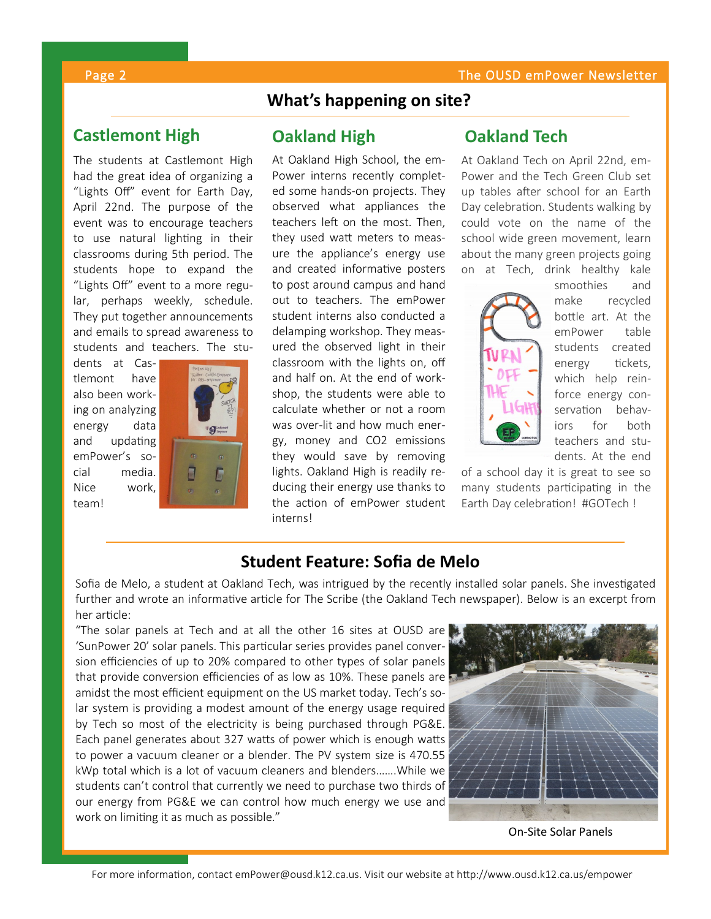## What's happening on site?

### Castlemont High

The students at Castlemont High had the great idea of organizing a "Lights Off" event for Earth Day, April 22nd. The purpose of the event was to encourage teachers to use natural lighting in their classrooms during 5th period. The students hope to expand the "Lights Off" event to a more regular, perhaps weekly, schedule. They put together announcements and emails to spread awareness to students and teachers. The students at Castlemont have also been working on analyzing energy data and updating emPower's social media. Nice work, team!

### Oakland High

At Oakland High School, the emPower interns recently completed some hands-on projects. They observed what appliances the teachers left on the most. Then, they used watt meters to measure the appliance's energy use and created informative posters to post around campus and hand out to teachers. The emPower student interns also conducted a delamping workshop. They measured the observed light in their classroom with the lights on, off and half on. At the end of workshop, the students were able to calculate whether or not a room was over-lit and how much energy, money and $CO_2$ emissions they would save by removing lights. Oakland High is readily reducing their energy use thanks to the action of emPower student interns!

### Oakland Tech

At Oakland Tech on April 22nd, emPower and the Tech Green Club set up tables after school for an Earth Day celebration. Students walking by could vote on the name of the school wide green movement, learn about the many green projects going on at Tech, drink healthy kale smoothies and make recycled bottle art. At the emPower table students created energy tickets, which help reinforce energy conservation behaviors for both teachers and students. At the end of a school day it is great to see so many students participating in the Earth Day celebration! #GOTech !

## Student Feature: Sofia de Melo

Sofia de Melo, a student at Oakland Tech, was intrigued by the recently installed solar panels. She investigated further and wrote an informative article for The Scribe (the Oakland Tech newspaper). Below is an excerpt from her article:

"The solar panels at Tech and at all the other 16 sites at OUSD are 'SunPower 20' solar panels. This particular series provides panel conversion efficiencies of up to 20% compared to other types of solar panels that provide conversion efficiencies of as low as 10%. These panels are amidst the most efficient equipment on the US market today. Tech's solar system is providing a modest amount of the energy usage required by Tech so most of the electricity is being purchased through PG&E. Each panel generates about 327 watts of power which is enough watts to power a vacuum cleaner or a blender. The PV system size is 470.55 kWp total which is a lot of vacuum cleaners and blenders…….While we students can't control that currently we need to purchase two thirds of our energy from PG&E we can control how much energy we use and work on limiting it as much as possible."

On-Site Solar Panels

For more information, contact emPower@ousd.k12.ca.us. Visit our website at http://www.ousd.k12.ca.us/empower